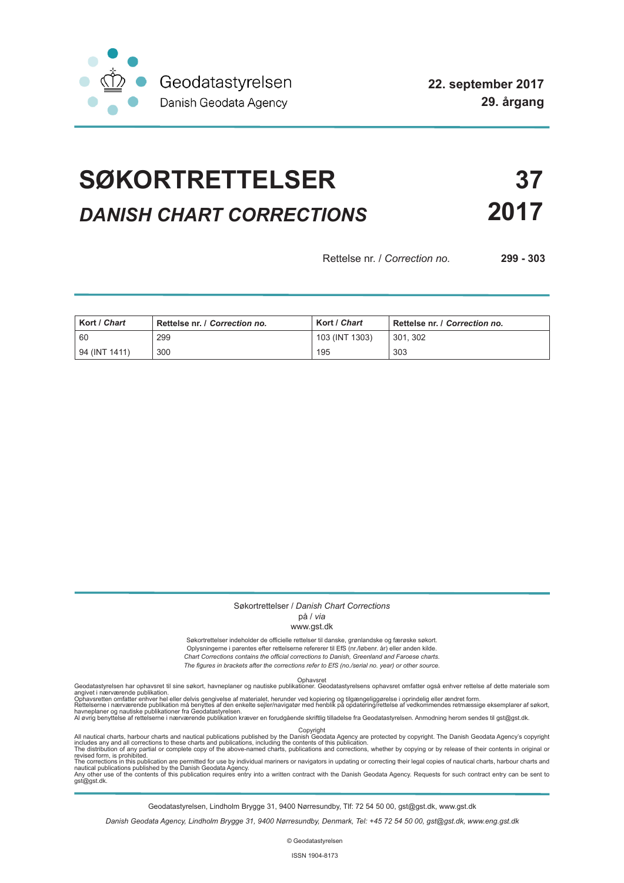Geodatastyrelsen
Danish Geodata Agency

**22. september 2017**
**29. årgang**

# SØKORTRETTELSER 37
## *DANISH CHART CORRECTIONS* 2017

Rettelse nr. / *Correction no.* **299 - 303**

| **Kort** / ***Chart*** | **Rettelse nr.** / ***Correction no.*** | **Kort** / ***Chart*** | **Rettelse nr.** / ***Correction no.*** |
|---|---|---|---|
| 60 | 299 | 103 (INT 1303) | 301, 302 |
| 94 (INT 1411) | 300 | 195 | 303 |

Søkortrettelser / *Danish Chart Corrections*
på / *via*
www.gst.dk

Søkortrettelser indeholder de officielle rettelser til danske, grønlandske og færøske søkort.
Oplysningerne i parentes efter rettelserne refererer til EfS (nr./løbenr. år) eller anden kilde.
*Chart Corrections contains the official corrections to Danish, Greenland and Faroese charts.*
*The figures in brackets after the corrections refer to EfS (no./serial no. year) or other source.*

Ophavsret
Geodatastyrelsen har ophavsret til sine søkort, havneplaner og nautiske publikationer. Geodatastyrelsens ophavsret omfatter også enhver rettelse af dette materiale som angivet i nærværende publikation.
Ophavsretten omfatter enhver hel eller delvis gengivelse af materialet, herunder ved kopiering og tilgængeliggørelse i oprindelig eller ændret form.
Rettelserne i nærværende publikation må benyttes af den enkelte sejler/navigatør med henblik på opdatering/rettelse af vedkommendes retmæssige eksemplarer af søkort, havneplaner og nautiske publikationer fra Geodatastyrelsen.
Al øvrig benyttelse af rettelserne i nærværende publikation kræver en forudgående skriftlig tilladelse fra Geodatastyrelsen. Anmodning herom sendes til gst@gst.dk.

Copyright
All nautical charts, harbour charts and nautical publications published by the Danish Geodata Agency are protected by copyright. The Danish Geodata Agency's copyright includes any and all corrections to these charts and publications, including the contents of this publication.
The distribution of any partial or complete copy of the above-named charts, publications and corrections, whether by copying or by release of their contents in original or revised form, is prohibited.
The corrections in this publication are permitted for use by individual mariners or navigators in updating or correcting their legal copies of nautical charts, harbour charts and nautical publications published by the Danish Geodata Agency.
Any other use of the contents of this publication requires entry into a written contract with the Danish Geodata Agency. Requests for such contract entry can be sent to gst@gst.dk.

Geodatastyrelsen, Lindholm Brygge 31, 9400 Nørresundby, Tlf: 72 54 50 00, gst@gst.dk, www.gst.dk

*Danish Geodata Agency, Lindholm Brygge 31, 9400 Nørresundby, Denmark, Tel: +45 72 54 50 00, gst@gst.dk, www.eng.gst.dk*

© Geodatastyrelsen

ISSN 1904-8173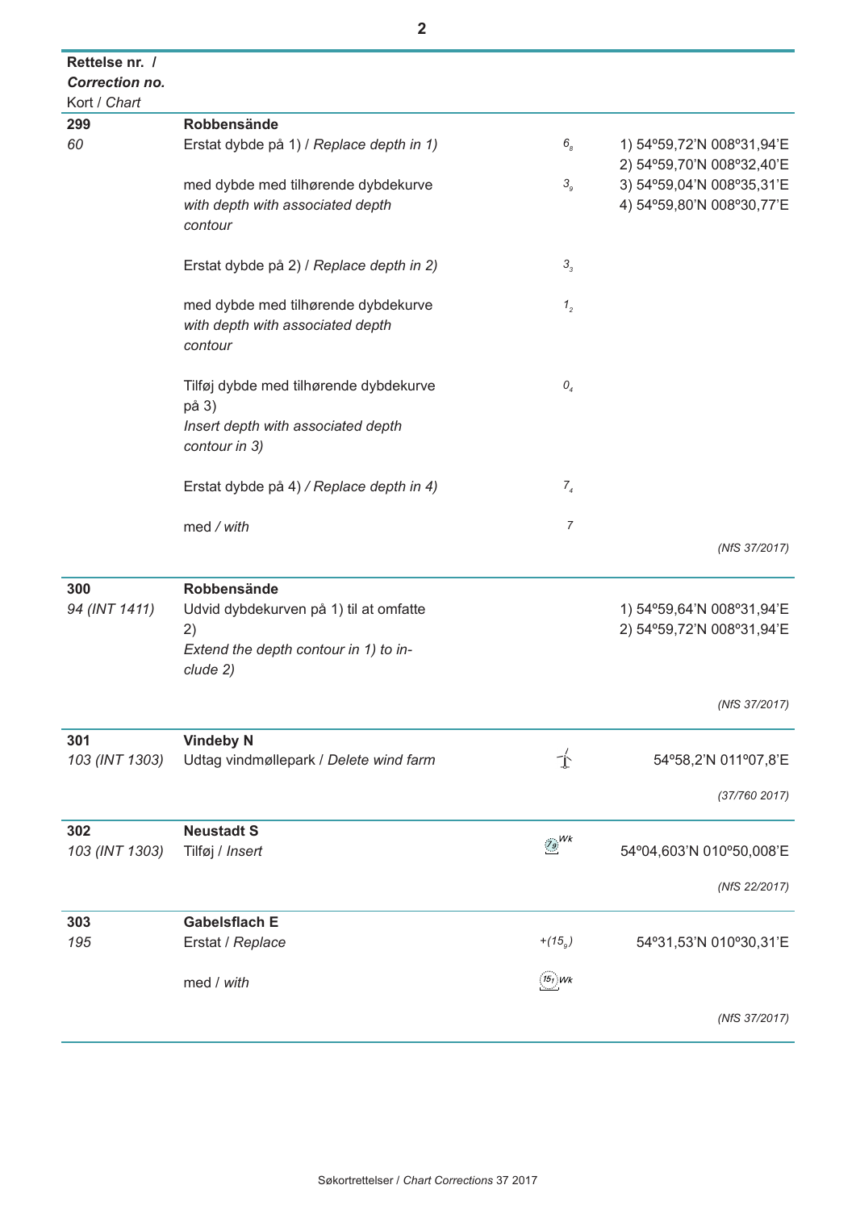| Rettelse nr. / ***Correction no.*** Kort / *Chart* | | | |
|---|---|---|---|
| **299** | **Robbensände** | | |
| *60* | Erstat dybde på 1) / *Replace depth in 1)* | $6_8$ | 1) 54°59,72'N 008°31,94'E<br>2) 54°59,70'N 008°32,40'E |
| | med dybde med tilhørende dybdekurve *with depth with associated depth contour* | $3_9$ | 3) 54°59,04'N 008°35,31'E<br>4) 54°59,80'N 008°30,77'E |
| | Erstat dybde på 2) / *Replace depth in 2)* | $3_3$ | |
| | med dybde med tilhørende dybdekurve *with depth with associated depth contour* | $1_2$ | |
| | Tilføj dybde med tilhørende dybdekurve på 3) *Insert depth with associated depth contour in 3)* | $0_4$ | |
| | Erstat dybde på 4) */ Replace depth in 4)* | $7_4$ | |
| | med / *with* | 7 | |
| | | | *(NfS 37/2017)* |
| **300** | **Robbensände** | | |
| *94 (INT 1411)* | Udvid dybdekurven på 1) til at omfatte 2) *Extend the depth contour in 1) to include 2)* | | 1) 54°59,64'N 008°31,94'E<br>2) 54°59,72'N 008°31,94'E |
| | | | *(NfS 37/2017)* |
| **301** | **Vindeby N** | | |
| *103 (INT 1303)* | Udtag vindmøllepark / *Delete wind farm* | | 54°58,2'N 011°07,8'E |
| | | | *(37/760 2017)* |
| **302** | **Neustadt S** | | |
| *103 (INT 1303)* | Tilføj / *Insert* | $7_9$ Wk | 54°04,603'N 010°50,008'E |
| | | | *(NfS 22/2017)* |
| **303** | **Gabelsflach E** | | |
| *195* | Erstat / *Replace* | $+(15_9)$ | 54°31,53'N 010°30,31'E |
| | med / *with* | $15_1$ Wk | |
| | | | *(NfS 37/2017)* |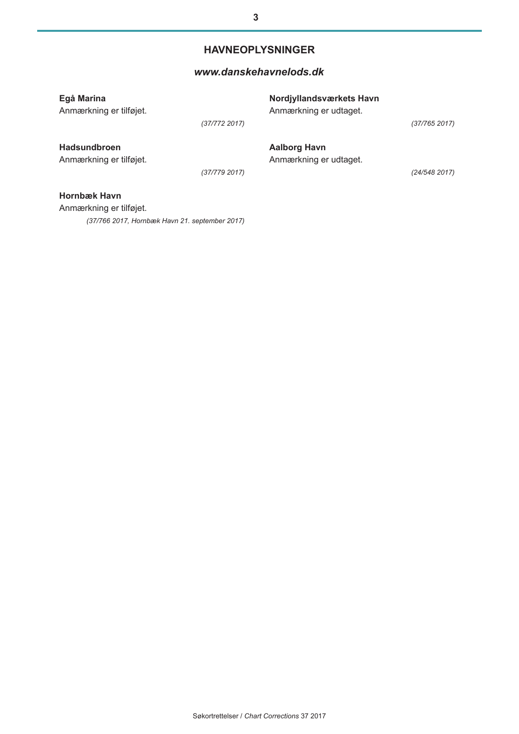## HAVNEOPLYSNINGER

***www.danskehavnelods.dk***

**Egå Marina**
Anmærkning er tilføjet.

*(37/772 2017)*

**Hadsundbroen**
Anmærkning er tilføjet.

*(37/779 2017)*

**Hornbæk Havn**
Anmærkning er tilføjet.

*(37/766 2017, Hornbæk Havn 21. september 2017)*

**Nordjyllandsværkets Havn**
Anmærkning er udtaget.

*(37/765 2017)*

**Aalborg Havn**
Anmærkning er udtaget.

*(24/548 2017)*